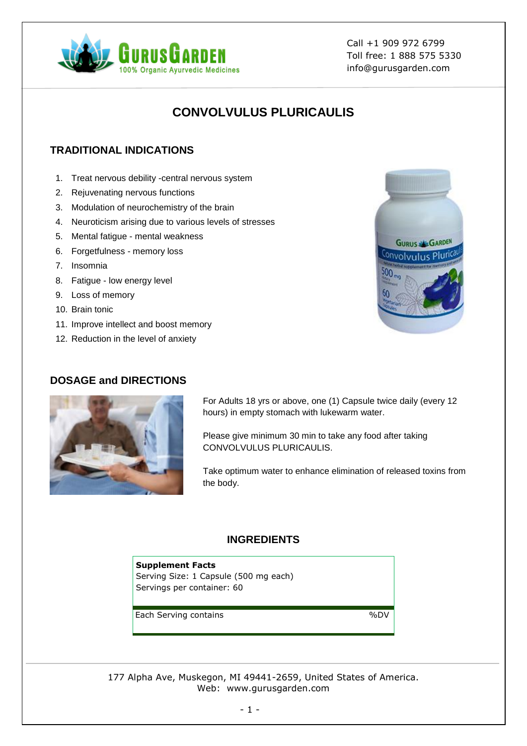Call +1 909 972 6799
Toll free: 1 888 575 5330
info@gurusgarden.com

# CONVOLVULUS PLURICAULIS

## TRADITIONAL INDICATIONS

1. Treat nervous debility -central nervous system
2. Rejuvenating nervous functions
3. Modulation of neurochemistry of the brain
4. Neuroticism arising due to various levels of stresses
5. Mental fatigue - mental weakness
6. Forgetfulness - memory loss
7. Insomnia
8. Fatigue - low energy level
9. Loss of memory
10. Brain tonic
11. Improve intellect and boost memory
12. Reduction in the level of anxiety

## DOSAGE and DIRECTIONS

For Adults 18 yrs or above, one (1) Capsule twice daily (every 12 hours) in empty stomach with lukewarm water.

Please give minimum 30 min to take any food after taking CONVOLVULUS PLURICAULIS.

Take optimum water to enhance elimination of released toxins from the body.

## INGREDIENTS

**Supplement Facts**
Serving Size: 1 Capsule (500 mg each)
Servings per container: 60

| Each Serving contains | %DV |
|---|---|

177 Alpha Ave, Muskegon, MI 49441-2659, United States of America.
Web: www.gurusgarden.com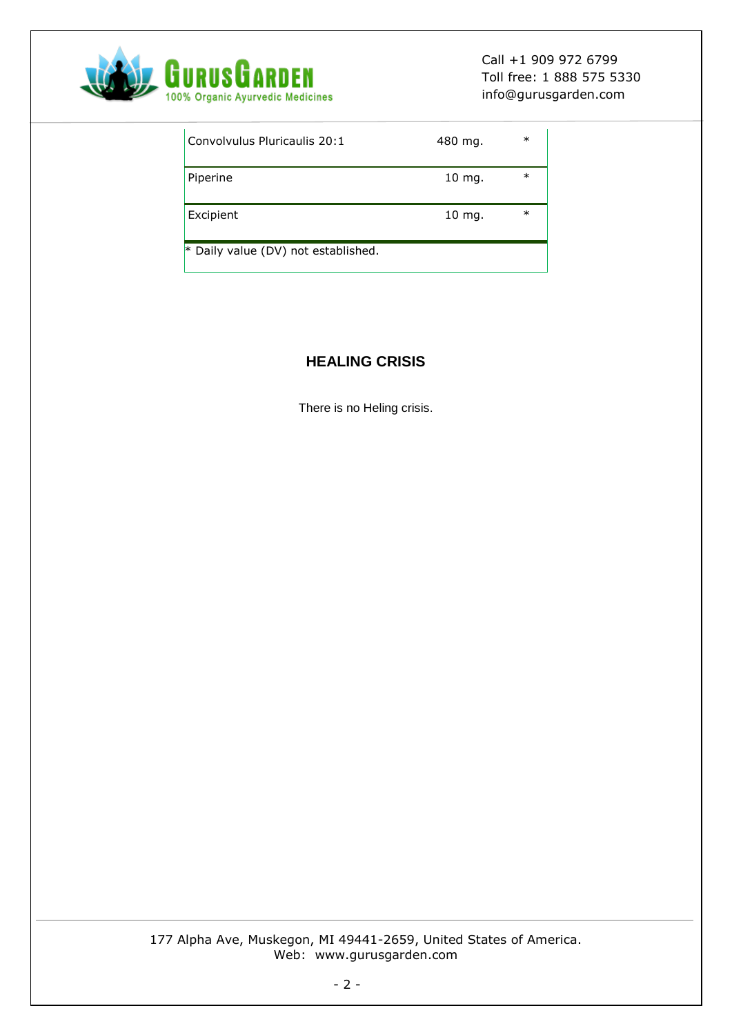| | | |
|---|---|---|
| Convolvulus Pluricaulis 20:1 | 480 mg. | * |
| Piperine | 10 mg. | * |
| Excipient | 10 mg. | * |

* Daily value (DV) not established.

## HEALING CRISIS

There is no Heling crisis.